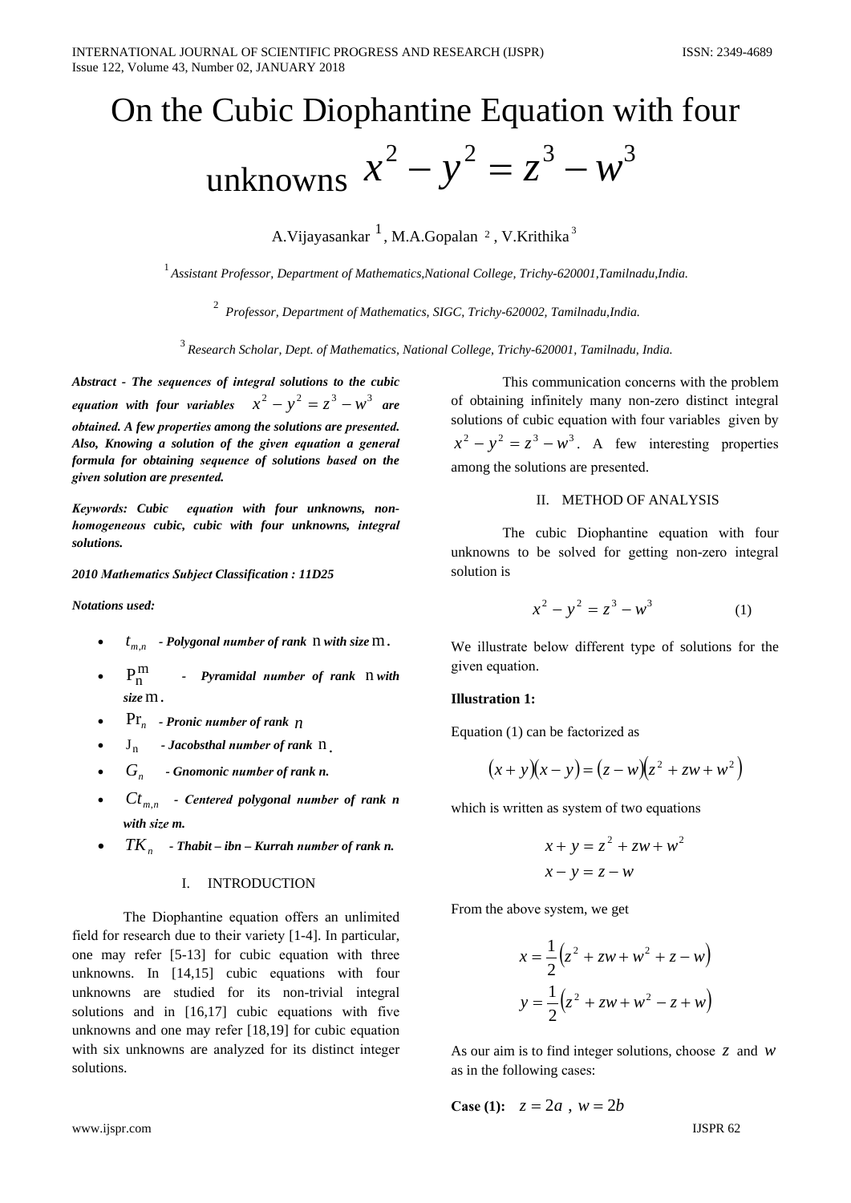# On the Cubic Diophantine Equation with four unknowns $x^2 - y^2 = z^3 - w^3$

A.Vijayasankar [1], M.A.Gopalan [2], V.Krithika [3]

[1] *Assistant Professor, Department of Mathematics,National College, Trichy-620001,Tamilnadu,India.*

[2] *Professor, Department of Mathematics, SIGC, Trichy-620002, Tamilnadu,India.*

[3] *Research Scholar, Dept. of Mathematics, National College, Trichy-620001, Tamilnadu, India.*

***Abstract - The sequences of integral solutions to the cubic equation with four variables $x^2 - y^2 = z^3 - w^3$ are obtained. A few properties among the solutions are presented. Also, Knowing a solution of the given equation a general formula for obtaining sequence of solutions based on the given solution are presented.***

***Keywords: Cubic equation with four unknowns, non-homogeneous cubic, cubic with four unknowns, integral solutions.***

***2010 Mathematics Subject Classification : 11D25***

***Notations used:***

- $t_{m,n}$ ***- Polygonal number of rank*** n ***with size*** m.
- $P_n^m$ ***- Pyramidal number of rank*** n ***with size*** m.
- $\Pr_n$ ***- Pronic number of rank*** $n$
- $J_n$ ***- Jacobsthal number of rank*** n.
- $G_n$ ***- Gnomonic number of rank n.***
- $Ct_{m,n}$ ***- Centered polygonal number of rank n with size m.***
- $TK_n$ ***- Thabit – ibn – Kurrah number of rank n.***

## I. INTRODUCTION

The Diophantine equation offers an unlimited field for research due to their variety [1-4]. In particular, one may refer [5-13] for cubic equation with three unknowns. In [14,15] cubic equations with four unknowns are studied for its non-trivial integral solutions and in [16,17] cubic equations with five unknowns and one may refer [18,19] for cubic equation with six unknowns are analyzed for its distinct integer solutions.

This communication concerns with the problem of obtaining infinitely many non-zero distinct integral solutions of cubic equation with four variables given by $x^2 - y^2 = z^3 - w^3$. A few interesting properties among the solutions are presented.

## II. METHOD OF ANALYSIS

The cubic Diophantine equation with four unknowns to be solved for getting non-zero integral solution is

$$x^2 - y^2 = z^3 - w^3 \qquad (1)$$

We illustrate below different type of solutions for the given equation.

**Illustration 1:**

Equation (1) can be factorized as

$$(x+y)(x-y) = (z-w)(z^2 + zw + w^2)$$

which is written as system of two equations

$$x + y = z^2 + zw + w^2$$
$$x - y = z - w$$

From the above system, we get

$$x = \frac{1}{2}\left(z^2 + zw + w^2 + z - w\right)$$
$$y = \frac{1}{2}\left(z^2 + zw + w^2 - z + w\right)$$

As our aim is to find integer solutions, choose $z$ and $w$ as in the following cases:

**Case (1):** $z = 2a$ , $w = 2b$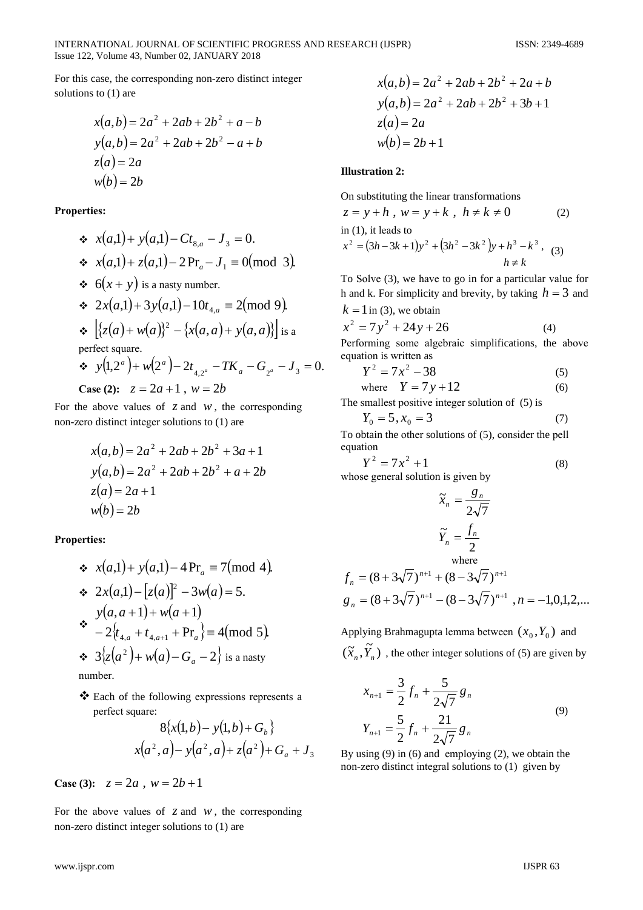For this case, the corresponding non-zero distinct integer solutions to (1) are

$$x(a,b) = 2a^2 + 2ab + 2b^2 + a - b$$
$$y(a,b) = 2a^2 + 2ab + 2b^2 - a + b$$
$$z(a) = 2a$$
$$w(b) = 2b$$

**Properties:**

- $x(a,1) + y(a,1) - Ct_{8,a} - J_3 = 0.$
- $x(a,1) + z(a,1) - 2\,\mathrm{Pr}_a - J_1 \equiv 0 \pmod{3}.$
- $6(x+y)$ is a nasty number.
- $2x(a,1) + 3y(a,1) - 10t_{4,a} \equiv 2 \pmod{9}.$
- $\left[\{z(a) + w(a)\}^2 - \{x(a,a) + y(a,a)\}\right]$ is a perfect square.
- $y(1,2^a) + w(2^a) - 2t_{4,2^a} - TK_a - G_{2^a} - J_3 = 0.$

**Case (2):** $z = 2a + 1$, $w = 2b$

For the above values of $z$ and $w$, the corresponding non-zero distinct integer solutions to (1) are

$$x(a,b) = 2a^2 + 2ab + 2b^2 + 3a + 1$$
$$y(a,b) = 2a^2 + 2ab + 2b^2 + a + 2b$$
$$z(a) = 2a + 1$$
$$w(b) = 2b$$

**Properties:**

- $x(a,1) + y(a,1) - 4\,\mathrm{Pr}_a \equiv 7 \pmod{4}.$
- $2x(a,1) - [z(a)]^2 - 3w(a) = 5.$
- $y(a,a+1) + w(a+1) - 2\{t_{4,a} + t_{4,a+1} + \mathrm{Pr}_a\} \equiv 4 \pmod{5}.$
- $3\{z(a^2) + w(a) - G_a - 2\}$ is a nasty number.
- Each of the following expressions represents a perfect square:

$$8\{x(1,b) - y(1,b) + G_b\}$$
$$x(a^2,a) - y(a^2,a) + z(a^2) + G_a + J_3$$

**Case (3):** $z = 2a$, $w = 2b + 1$

For the above values of $z$ and $w$, the corresponding non-zero distinct integer solutions to (1) are

$$x(a,b) = 2a^2 + 2ab + 2b^2 + 2a + b$$
$$y(a,b) = 2a^2 + 2ab + 2b^2 + 3b + 1$$
$$z(a) = 2a$$
$$w(b) = 2b + 1$$

**Illustration 2:**

On substituting the linear transformations

$$z = y + h,\ w = y + k,\ h \neq k \neq 0 \tag{2}$$

in (1), it leads to

$$x^2 = (3h - 3k + 1)y^2 + (3h^2 - 3k^2)y + h^3 - k^3,\quad h \neq k \tag{3}$$

To Solve (3), we have to go in for a particular value for h and k. For simplicity and brevity, by taking $h = 3$ and $k = 1$ in (3), we obtain

$$x^2 = 7y^2 + 24y + 26 \tag{4}$$

Performing some algebraic simplifications, the above equation is written as

$$Y^2 = 7x^2 - 38 \tag{5}$$

where $\quad Y = 7y + 12 \tag{6}$

The smallest positive integer solution of (5) is

$$Y_0 = 5, x_0 = 3 \tag{7}$$

To obtain the other solutions of (5), consider the pell equation

$$Y^2 = 7x^2 + 1 \tag{8}$$

whose general solution is given by

$$\tilde{x}_n = \frac{g_n}{2\sqrt{7}}$$
$$\tilde{Y}_n = \frac{f_n}{2}$$

where

$$f_n = (8 + 3\sqrt{7})^{n+1} + (8 - 3\sqrt{7})^{n+1}$$
$$g_n = (8 + 3\sqrt{7})^{n+1} - (8 - 3\sqrt{7})^{n+1},\ n = -1,0,1,2,...$$

Applying Brahmagupta lemma between $(x_0, Y_0)$ and $(\tilde{x}_n, \tilde{Y}_n)$, the other integer solutions of (5) are given by

$$x_{n+1} = \frac{3}{2}f_n + \frac{5}{2\sqrt{7}}g_n$$
$$Y_{n+1} = \frac{5}{2}f_n + \frac{21}{2\sqrt{7}}g_n \tag{9}$$

By using (9) in (6) and employing (2), we obtain the non-zero distinct integral solutions to (1) given by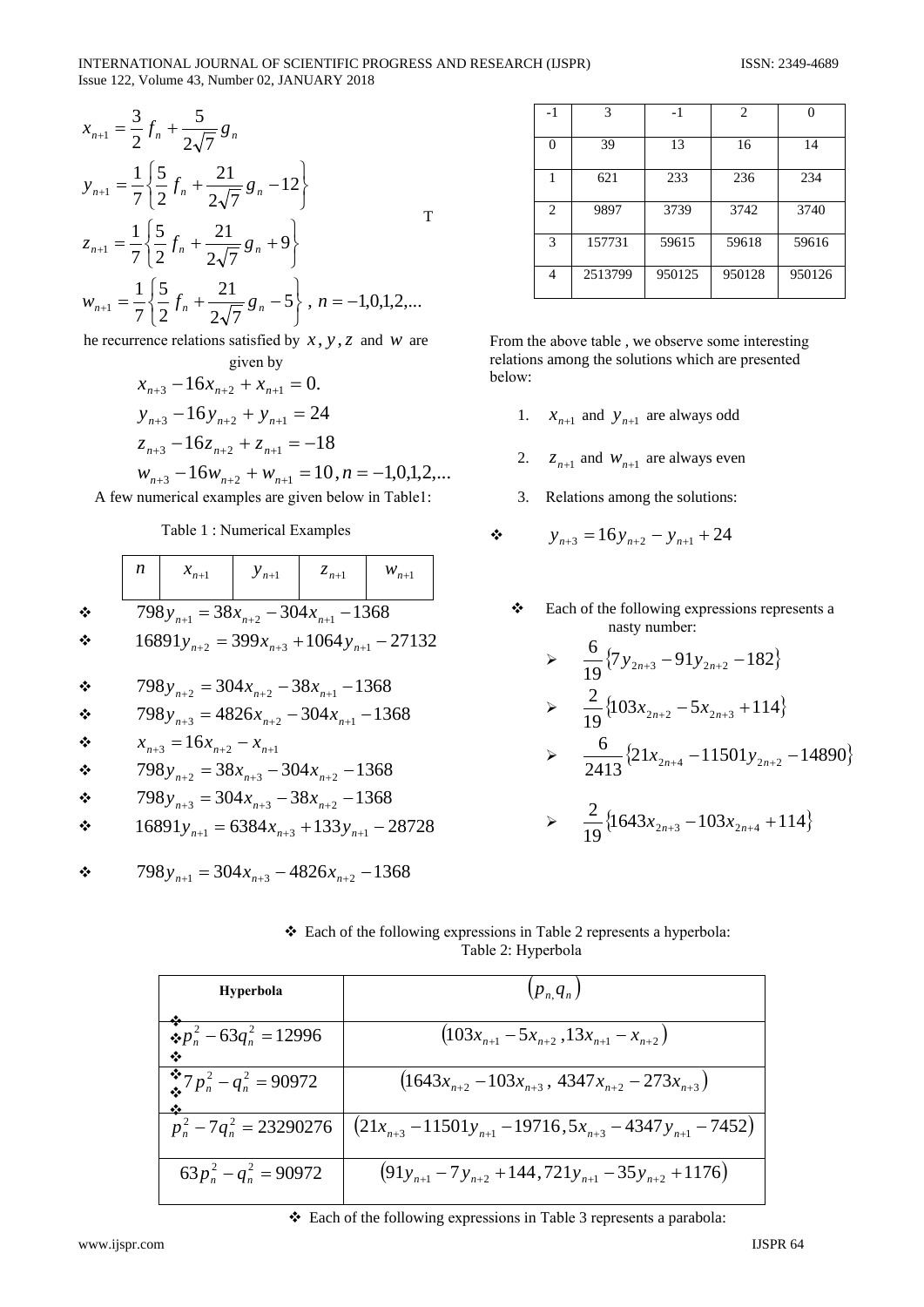$$x_{n+1} = \frac{3}{2} f_n + \frac{5}{2\sqrt{7}} g_n$$

$$y_{n+1} = \frac{1}{7}\left\{\frac{5}{2} f_n + \frac{21}{2\sqrt{7}} g_n - 12\right\}$$

$$z_{n+1} = \frac{1}{7}\left\{\frac{5}{2} f_n + \frac{21}{2\sqrt{7}} g_n + 9\right\}$$

$$w_{n+1} = \frac{1}{7}\left\{\frac{5}{2} f_n + \frac{21}{2\sqrt{7}} g_n - 5\right\}, \; n = -1,0,1,2,...$$

The recurrence relations satisfied by $x, y, z$ and $w$ are given by

$$x_{n+3} - 16x_{n+2} + x_{n+1} = 0.$$

$$y_{n+3} - 16y_{n+2} + y_{n+1} = 24$$

$$z_{n+3} - 16z_{n+2} + z_{n+1} = -18$$

$$w_{n+3} - 16w_{n+2} + w_{n+1} = 10, n = -1,0,1,2,...$$

A few numerical examples are given below in Table1:

Table 1 : Numerical Examples

| $n$ | $x_{n+1}$ | $y_{n+1}$ | $z_{n+1}$ | $w_{n+1}$ |
|---|---|---|---|---|
| -1 | 3 | -1 | 2 | 0 |
| 0 | 39 | 13 | 16 | 14 |
| 1 | 621 | 233 | 236 | 234 |
| 2 | 9897 | 3739 | 3742 | 3740 |
| 3 | 157731 | 59615 | 59618 | 59616 |
| 4 | 2513799 | 950125 | 950128 | 950126 |

From the above table , we observe some interesting relations among the solutions which are presented below:

1. $x_{n+1}$ and $y_{n+1}$ are always odd
2. $z_{n+1}$ and $w_{n+1}$ are always even
3. Relations among the solutions:

- $y_{n+3} = 16y_{n+2} - y_{n+1} + 24$
- $798y_{n+1} = 38x_{n+2} - 304x_{n+1} - 1368$
- $16891y_{n+2} = 399x_{n+3} + 1064y_{n+1} - 27132$
- $798y_{n+2} = 304x_{n+2} - 38x_{n+1} - 1368$
- $798y_{n+3} = 4826x_{n+2} - 304x_{n+1} - 1368$
- $x_{n+3} = 16x_{n+2} - x_{n+1}$
- $798y_{n+2} = 38x_{n+3} - 304x_{n+2} - 1368$
- $798y_{n+3} = 304x_{n+3} - 38x_{n+2} - 1368$
- $16891y_{n+1} = 6384x_{n+3} + 133y_{n+1} - 28728$
- $798y_{n+1} = 304x_{n+3} - 4826x_{n+2} - 1368$

- Each of the following expressions represents a nasty number:
  - $\frac{6}{19}\{7y_{2n+3} - 91y_{2n+2} - 182\}$
  - $\frac{2}{19}\{103x_{2n+2} - 5x_{2n+3} + 114\}$
  - $\frac{6}{2413}\{21x_{2n+4} - 11501y_{2n+2} - 14890\}$
  - $\frac{2}{19}\{1643x_{2n+3} - 103x_{2n+4} + 114\}$

- Each of the following expressions in Table 2 represents a hyperbola:

Table 2: Hyperbola

| Hyperbola | $(p_n, q_n)$ |
|---|---|
| $p_n^2 - 63q_n^2 = 12996$ | $(103x_{n+1} - 5x_{n+2}, 13x_{n+1} - x_{n+2})$ |
| $7p_n^2 - q_n^2 = 90972$ | $(1643x_{n+2} - 103x_{n+3}, 4347x_{n+2} - 273x_{n+3})$ |
| $p_n^2 - 7q_n^2 = 23290276$ | $(21x_{n+3} - 11501y_{n+1} - 19716, 5x_{n+3} - 4347y_{n+1} - 7452)$ |
| $63p_n^2 - q_n^2 = 90972$ | $(91y_{n+1} - 7y_{n+2} + 144, 721y_{n+1} - 35y_{n+2} + 1176)$ |

- Each of the following expressions in Table 3 represents a parabola: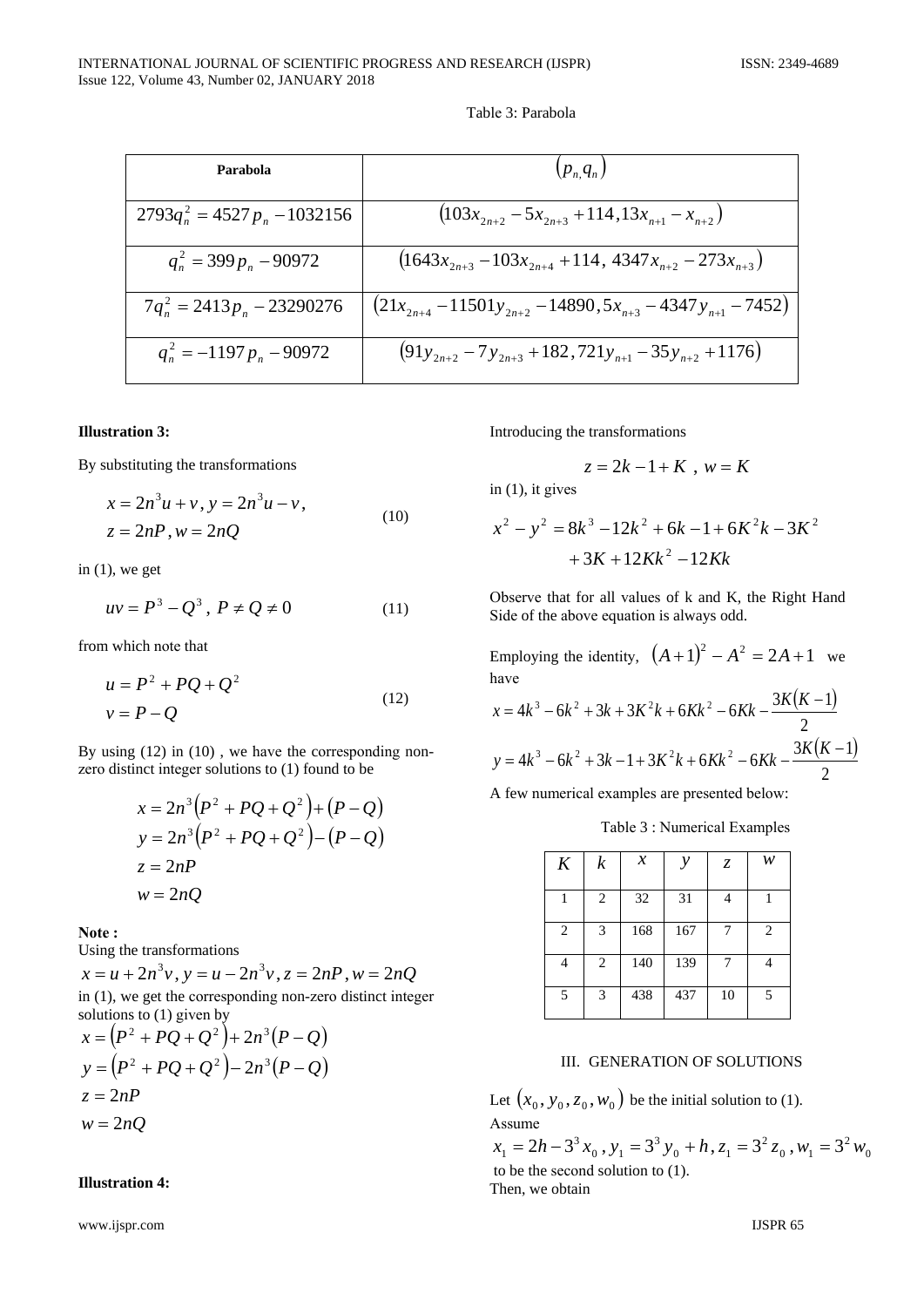Table 3: Parabola

| Parabola | $(p_{n,}q_n)$ |
|---|---|
| $2793q_n^2 = 4527p_n - 1032156$ | $(103x_{2n+2} - 5x_{2n+3} + 114, 13x_{n+1} - x_{n+2})$ |
| $q_n^2 = 399p_n - 90972$ | $(1643x_{2n+3} - 103x_{2n+4} + 114,\ 4347x_{n+2} - 273x_{n+3})$ |
| $7q_n^2 = 2413p_n - 23290276$ | $(21x_{2n+4} - 11501y_{2n+2} - 14890, 5x_{n+3} - 4347y_{n+1} - 7452)$ |
| $q_n^2 = -1197p_n - 90972$ | $(91y_{2n+2} - 7y_{2n+3} + 182, 721y_{n+1} - 35y_{n+2} + 1176)$ |

**Illustration 3:**

By substituting the transformations

$$x = 2n^3u + v, y = 2n^3u - v, \quad z = 2nP, w = 2nQ \tag{10}$$

in (1), we get

$$uv = P^3 - Q^3,\ P \neq Q \neq 0 \tag{11}$$

from which note that

$$u = P^2 + PQ + Q^2, \quad v = P - Q \tag{12}$$

By using (12) in (10) , we have the corresponding non-zero distinct integer solutions to (1) found to be

$$x = 2n^3(P^2 + PQ + Q^2) + (P - Q)$$
$$y = 2n^3(P^2 + PQ + Q^2) - (P - Q)$$
$$z = 2nP$$
$$w = 2nQ$$

**Note :**

Using the transformations

$x = u + 2n^3v, y = u - 2n^3v, z = 2nP, w = 2nQ$

in (1), we get the corresponding non-zero distinct integer solutions to (1) given by

$$x = (P^2 + PQ + Q^2) + 2n^3(P - Q)$$
$$y = (P^2 + PQ + Q^2) - 2n^3(P - Q)$$
$$z = 2nP$$
$$w = 2nQ$$

**Illustration 4:**

Introducing the transformations

$$z = 2k - 1 + K\ ,\ w = K$$

in (1), it gives

$$x^2 - y^2 = 8k^3 - 12k^2 + 6k - 1 + 6K^2k - 3K^2 + 3K + 12Kk^2 - 12Kk$$

Observe that for all values of k and K, the Right Hand Side of the above equation is always odd.

Employing the identity, $(A+1)^2 - A^2 = 2A + 1$ we have

$$x = 4k^3 - 6k^2 + 3k + 3K^2k + 6Kk^2 - 6Kk - \frac{3K(K-1)}{2}$$

$$y = 4k^3 - 6k^2 + 3k - 1 + 3K^2k + 6Kk^2 - 6Kk - \frac{3K(K-1)}{2}$$

A few numerical examples are presented below:

Table 3 : Numerical Examples

| $K$ | $k$ | $x$ | $y$ | $z$ | $w$ |
|---|---|---|---|---|---|
| 1 | 2 | 32 | 31 | 4 | 1 |
| 2 | 3 | 168 | 167 | 7 | 2 |
| 4 | 2 | 140 | 139 | 7 | 4 |
| 5 | 3 | 438 | 437 | 10 | 5 |

## III. GENERATION OF SOLUTIONS

Let $(x_0, y_0, z_0, w_0)$ be the initial solution to (1).

Assume

$x_1 = 2h - 3^3x_0\ , y_1 = 3^3y_0 + h\ , z_1 = 3^2z_0\ , w_1 = 3^2w_0$

to be the second solution to (1).

Then, we obtain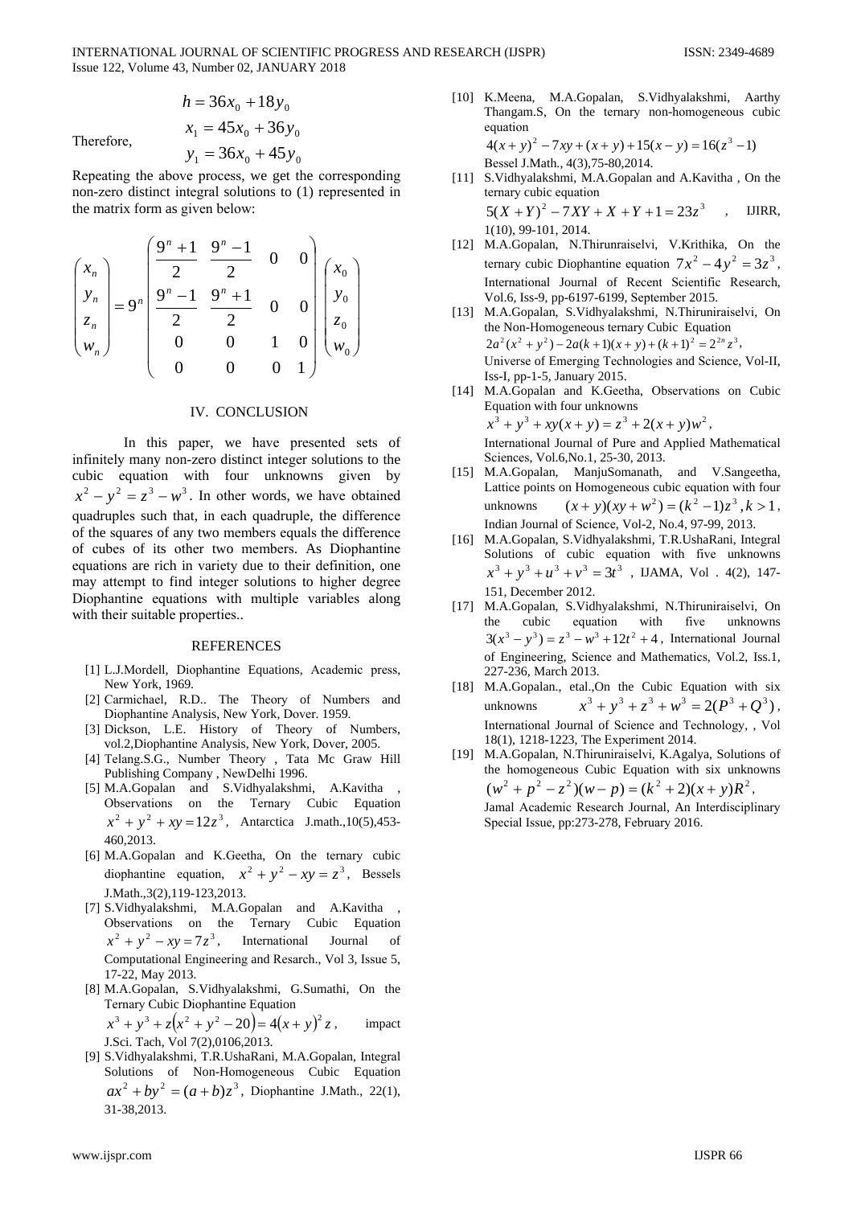$$h = 36x_0 + 18y_0$$

Therefore,

$$x_1 = 45x_0 + 36y_0$$

$$y_1 = 36x_0 + 45y_0$$

Repeating the above process, we get the corresponding non-zero distinct integral solutions to (1) represented in the matrix form as given below:

$$\begin{pmatrix} x_n \\ y_n \\ z_n \\ w_n \end{pmatrix} = 9^n \begin{pmatrix} \frac{9^n+1}{2} & \frac{9^n-1}{2} & 0 & 0 \\ \frac{9^n-1}{2} & \frac{9^n+1}{2} & 0 & 0 \\ 0 & 0 & 1 & 0 \\ 0 & 0 & 0 & 1 \end{pmatrix} \begin{pmatrix} x_0 \\ y_0 \\ z_0 \\ w_0 \end{pmatrix}$$

## IV. CONCLUSION

In this paper, we have presented sets of infinitely many non-zero distinct integer solutions to the cubic equation with four unknowns given by $x^2 - y^2 = z^3 - w^3$. In other words, we have obtained quadruples such that, in each quadruple, the difference of the squares of any two members equals the difference of cubes of its other two members. As Diophantine equations are rich in variety due to their definition, one may attempt to find integer solutions to higher degree Diophantine equations with multiple variables along with their suitable properties..

## REFERENCES

[1] L.J.Mordell, Diophantine Equations, Academic press, New York, 1969.

[2] Carmichael, R.D.. The Theory of Numbers and Diophantine Analysis, New York, Dover. 1959.

[3] Dickson, L.E. History of Theory of Numbers, vol.2,Diophantine Analysis, New York, Dover, 2005.

[4] Telang.S.G., Number Theory , Tata Mc Graw Hill Publishing Company , NewDelhi 1996.

[5] M.A.Gopalan and S.Vidhyalakshmi, A.Kavitha , Observations on the Ternary Cubic Equation $x^2 + y^2 + xy = 12z^3$, Antarctica J.math.,10(5),453-460,2013.

[6] M.A.Gopalan and K.Geetha, On the ternary cubic diophantine equation, $x^2 + y^2 - xy = z^3$, Bessels J.Math.,3(2),119-123,2013.

[7] S.Vidhyalakshmi, M.A.Gopalan and A.Kavitha , Observations on the Ternary Cubic Equation $x^2 + y^2 - xy = 7z^3$, International Journal of Computational Engineering and Resarch., Vol 3, Issue 5, 17-22, May 2013.

[8] M.A.Gopalan, S.Vidhyalakshmi, G.Sumathi, On the Ternary Cubic Diophantine Equation $x^3 + y^3 + z(x^2 + y^2 - 20) = 4(x + y)^2 z$, impact J.Sci. Tach, Vol 7(2),0106,2013.

[9] S.Vidhyalakshmi, T.R.UshaRani, M.A.Gopalan, Integral Solutions of Non-Homogeneous Cubic Equation $ax^2 + by^2 = (a+b)z^3$, Diophantine J.Math., 22(1), 31-38,2013.

[10] K.Meena, M.A.Gopalan, S.Vidhyalakshmi, Aarthy Thangam.S, On the ternary non-homogeneous cubic equation $4(x+y)^2 - 7xy + (x+y) + 15(x-y) = 16(z^3 - 1)$ Bessel J.Math., 4(3),75-80,2014.

[11] S.Vidhyalakshmi, M.A.Gopalan and A.Kavitha , On the ternary cubic equation $5(X+Y)^2 - 7XY + X + Y + 1 = 23z^3$, IJIRR, 1(10), 99-101, 2014.

[12] M.A.Gopalan, N.Thirunraiselvi, V.Krithika, On the ternary cubic Diophantine equation $7x^2 - 4y^2 = 3z^3$, International Journal of Recent Scientific Research, Vol.6, Iss-9, pp-6197-6199, September 2015.

[13] M.A.Gopalan, S.Vidhyalakshmi, N.Thiruniraiselvi, On the Non-Homogeneous ternary Cubic Equation $2a^2(x^2 + y^2) - 2a(k+1)(x+y) + (k+1)^2 = 2^{2n} z^3$, Universe of Emerging Technologies and Science, Vol-II, Iss-I, pp-1-5, January 2015.

[14] M.A.Gopalan and K.Geetha, Observations on Cubic Equation with four unknowns $x^3 + y^3 + xy(x+y) = z^3 + 2(x+y)w^2$, International Journal of Pure and Applied Mathematical Sciences, Vol.6,No.1, 25-30, 2013.

[15] M.A.Gopalan, ManjuSomanath, and V.Sangeetha, Lattice points on Homogeneous cubic equation with four unknowns $(x+y)(xy + w^2) = (k^2 - 1)z^3, k > 1$, Indian Journal of Science, Vol-2, No.4, 97-99, 2013.

[16] M.A.Gopalan, S.Vidhyalakshmi, T.R.UshaRani, Integral Solutions of cubic equation with five unknowns $x^3 + y^3 + u^3 + v^3 = 3t^3$ , IJAMA, Vol . 4(2), 147-151, December 2012.

[17] M.A.Gopalan, S.Vidhyalakshmi, N.Thiruniraiselvi, On the cubic equation with five unknowns $3(x^3 - y^3) = z^3 - w^3 + 12t^2 + 4$, International Journal of Engineering, Science and Mathematics, Vol.2, Iss.1, 227-236, March 2013.

[18] M.A.Gopalan., etal.,On the Cubic Equation with six unknowns $x^3 + y^3 + z^3 + w^3 = 2(P^3 + Q^3)$, International Journal of Science and Technology, , Vol 18(1), 1218-1223, The Experiment 2014.

[19] M.A.Gopalan, N.Thiruniraiselvi, K.Agalya, Solutions of the homogeneous Cubic Equation with six unknowns $(w^2 + p^2 - z^2)(w - p) = (k^2 + 2)(x + y)R^2$, Jamal Academic Research Journal, An Interdisciplinary Special Issue, pp:273-278, February 2016.